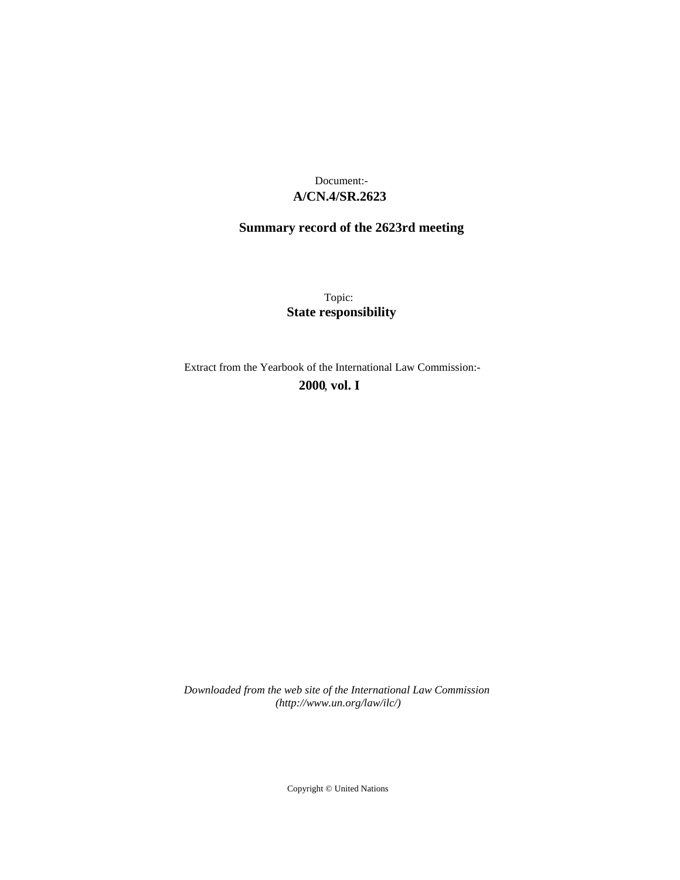Document:-

**A/CN.4/SR.2623**

**Summary record of the 2623rd meeting**

Topic:

**State responsibility**

Extract from the Yearbook of the International Law Commission:-

**2000, vol. I**

*Downloaded from the web site of the International Law Commission (http://www.un.org/law/ilc/)*

Copyright © United Nations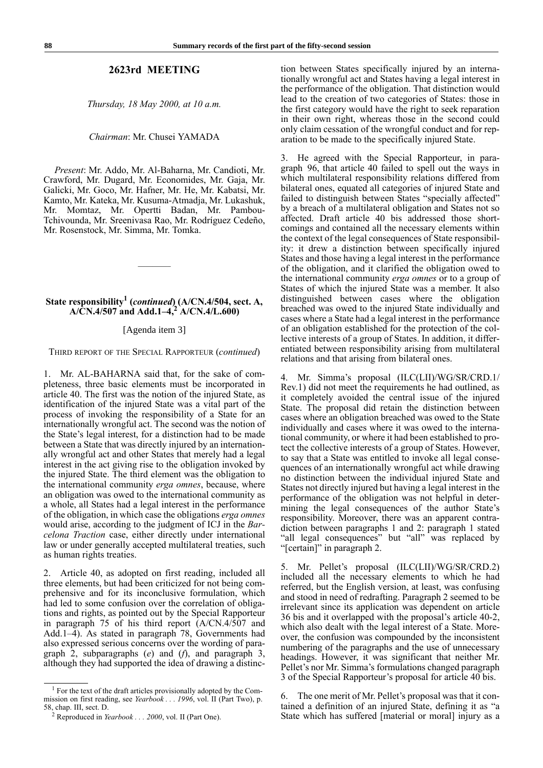## 2623rd MEETING

*Thursday, 18 May 2000, at 10 a.m.*

*Chairman*: Mr. Chusei YAMADA

*Present*: Mr. Addo, Mr. Al-Baharna, Mr. Candioti, Mr. Crawford, Mr. Dugard, Mr. Economides, Mr. Gaja, Mr. Galicki, Mr. Goco, Mr. Hafner, Mr. He, Mr. Kabatsi, Mr. Kamto, Mr. Kateka, Mr. Kusuma-Atmadja, Mr. Lukashuk, Mr. Momtaz, Mr. Opertti Badan, Mr. Pambou-Tchivounda, Mr. Sreenivasa Rao, Mr. Rodríguez Cedeño, Mr. Rosenstock, Mr. Simma, Mr. Tomka.

---

### State responsibility[1] (*continued*) (A/CN.4/504, sect. A, A/CN.4/507 and Add.1–4,[2] A/CN.4/L.600)

[Agenda item 3]

THIRD REPORT OF THE SPECIAL RAPPORTEUR (*continued*)

1. Mr. AL-BAHARNA said that, for the sake of completeness, three basic elements must be incorporated in article 40. The first was the notion of the injured State, as identification of the injured State was a vital part of the process of invoking the responsibility of a State for an internationally wrongful act. The second was the notion of the State's legal interest, for a distinction had to be made between a State that was directly injured by an internationally wrongful act and other States that merely had a legal interest in the act giving rise to the obligation invoked by the injured State. The third element was the obligation to the international community *erga omnes*, because, where an obligation was owed to the international community as a whole, all States had a legal interest in the performance of the obligation, in which case the obligations *erga omnes* would arise, according to the judgment of ICJ in the *Barcelona Traction* case, either directly under international law or under generally accepted multilateral treaties, such as human rights treaties.

2. Article 40, as adopted on first reading, included all three elements, but had been criticized for not being comprehensive and for its inconclusive formulation, which had led to some confusion over the correlation of obligations and rights, as pointed out by the Special Rapporteur in paragraph 75 of his third report (A/CN.4/507 and Add.1–4). As stated in paragraph 78, Governments had also expressed serious concerns over the wording of paragraph 2, subparagraphs (*e*) and (*f*), and paragraph 3, although they had supported the idea of drawing a distinction between States specifically injured by an internationally wrongful act and States having a legal interest in the performance of the obligation. That distinction would lead to the creation of two categories of States: those in the first category would have the right to seek reparation in their own right, whereas those in the second could only claim cessation of the wrongful conduct and for reparation to be made to the specifically injured State.

3. He agreed with the Special Rapporteur, in paragraph 96, that article 40 failed to spell out the ways in which multilateral responsibility relations differed from bilateral ones, equated all categories of injured State and failed to distinguish between States "specially affected" by a breach of a multilateral obligation and States not so affected. Draft article 40 bis addressed those shortcomings and contained all the necessary elements within the context of the legal consequences of State responsibility: it drew a distinction between specifically injured States and those having a legal interest in the performance of the obligation, and it clarified the obligation owed to the international community *erga omnes* or to a group of States of which the injured State was a member. It also distinguished between cases where the obligation breached was owed to the injured State individually and cases where a State had a legal interest in the performance of an obligation established for the protection of the collective interests of a group of States. In addition, it differentiated between responsibility arising from multilateral relations and that arising from bilateral ones.

4. Mr. Simma's proposal (ILC(LII)/WG/SR/CRD.1/Rev.1) did not meet the requirements he had outlined, as it completely avoided the central issue of the injured State. The proposal did retain the distinction between cases where an obligation breached was owed to the State individually and cases where it was owed to the international community, or where it had been established to protect the collective interests of a group of States. However, to say that a State was entitled to invoke all legal consequences of an internationally wrongful act while drawing no distinction between the individual injured State and States not directly injured but having a legal interest in the performance of the obligation was not helpful in determining the legal consequences of the author State's responsibility. Moreover, there was an apparent contradiction between paragraphs 1 and 2: paragraph 1 stated "all legal consequences" but "all" was replaced by "[certain]" in paragraph 2.

5. Mr. Pellet's proposal (ILC(LII)/WG/SR/CRD.2) included all the necessary elements to which he had referred, but the English version, at least, was confusing and stood in need of redrafting. Paragraph 2 seemed to be irrelevant since its application was dependent on article 36 bis and it overlapped with the proposal's article 40-2, which also dealt with the legal interest of a State. Moreover, the confusion was compounded by the inconsistent numbering of the paragraphs and the use of unnecessary headings. However, it was significant that neither Mr. Pellet's nor Mr. Simma's formulations changed paragraph 3 of the Special Rapporteur's proposal for article 40 bis.

6. The one merit of Mr. Pellet's proposal was that it contained a definition of an injured State, defining it as "a State which has suffered [material or moral] injury as a

---

[1] For the text of the draft articles provisionally adopted by the Commission on first reading, see *Yearbook . . . 1996*, vol. II (Part Two), p. 58, chap. III, sect. D.

[2] Reproduced in *Yearbook . . . 2000*, vol. II (Part One).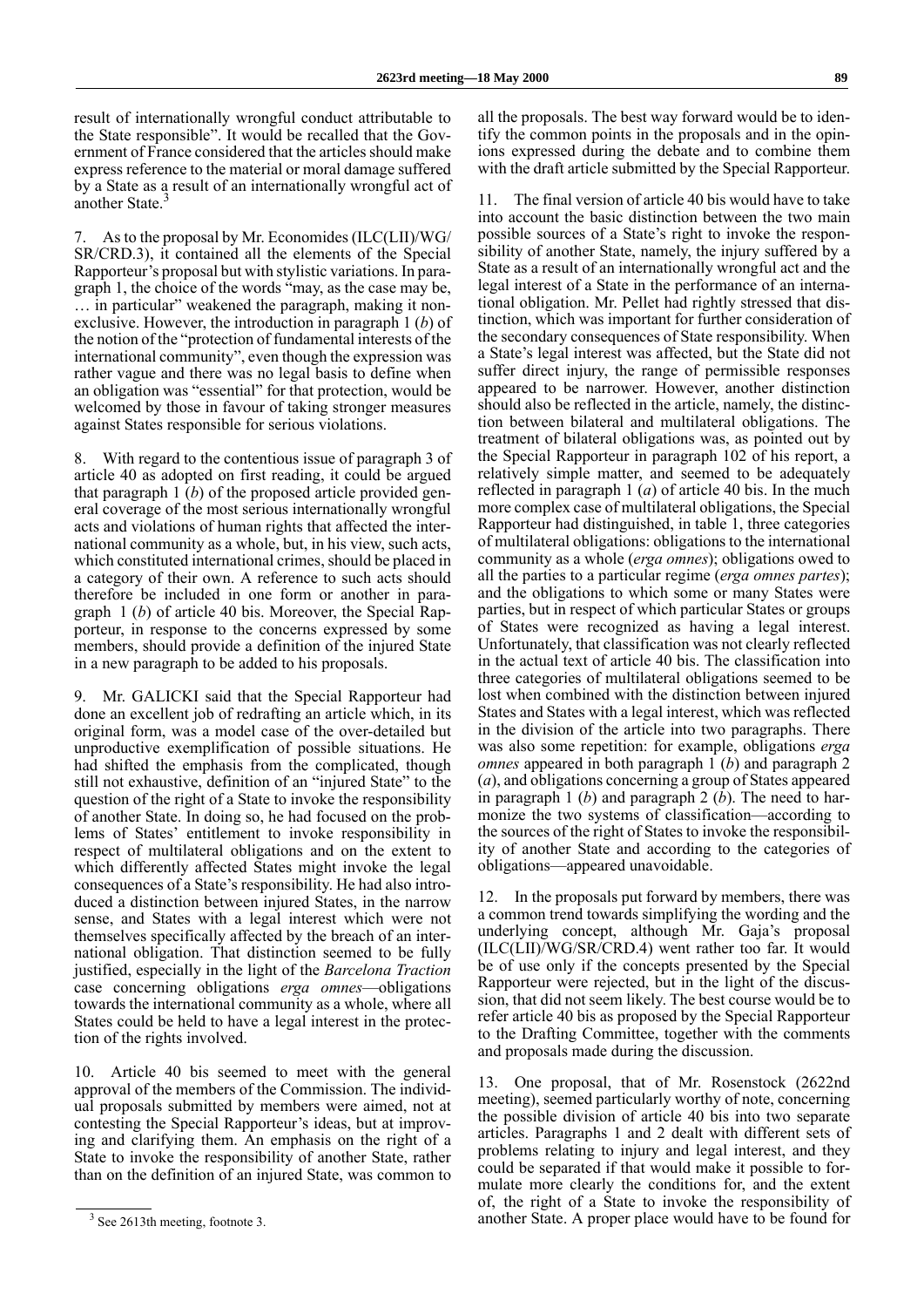result of internationally wrongful conduct attributable to the State responsible". It would be recalled that the Government of France considered that the articles should make express reference to the material or moral damage suffered by a State as a result of an internationally wrongful act of another State.[3]

7. As to the proposal by Mr. Economides (ILC(LII)/WG/SR/CRD.3), it contained all the elements of the Special Rapporteur's proposal but with stylistic variations. In paragraph 1, the choice of the words "may, as the case may be, … in particular" weakened the paragraph, making it non-exclusive. However, the introduction in paragraph 1 (*b*) of the notion of the "protection of fundamental interests of the international community", even though the expression was rather vague and there was no legal basis to define when an obligation was "essential" for that protection, would be welcomed by those in favour of taking stronger measures against States responsible for serious violations.

8. With regard to the contentious issue of paragraph 3 of article 40 as adopted on first reading, it could be argued that paragraph 1 (*b*) of the proposed article provided general coverage of the most serious internationally wrongful acts and violations of human rights that affected the international community as a whole, but, in his view, such acts, which constituted international crimes, should be placed in a category of their own. A reference to such acts should therefore be included in one form or another in paragraph 1 (*b*) of article 40 bis. Moreover, the Special Rapporteur, in response to the concerns expressed by some members, should provide a definition of the injured State in a new paragraph to be added to his proposals.

9. Mr. GALICKI said that the Special Rapporteur had done an excellent job of redrafting an article which, in its original form, was a model case of the over-detailed but unproductive exemplification of possible situations. He had shifted the emphasis from the complicated, though still not exhaustive, definition of an "injured State" to the question of the right of a State to invoke the responsibility of another State. In doing so, he had focused on the problems of States' entitlement to invoke responsibility in respect of multilateral obligations and on the extent to which differently affected States might invoke the legal consequences of a State's responsibility. He had also introduced a distinction between injured States, in the narrow sense, and States with a legal interest which were not themselves specifically affected by the breach of an international obligation. That distinction seemed to be fully justified, especially in the light of the *Barcelona Traction* case concerning obligations *erga omnes*—obligations towards the international community as a whole, where all States could be held to have a legal interest in the protection of the rights involved.

10. Article 40 bis seemed to meet with the general approval of the members of the Commission. The individual proposals submitted by members were aimed, not at contesting the Special Rapporteur's ideas, but at improving and clarifying them. An emphasis on the right of a State to invoke the responsibility of another State, rather than on the definition of an injured State, was common to all the proposals. The best way forward would be to identify the common points in the proposals and in the opinions expressed during the debate and to combine them with the draft article submitted by the Special Rapporteur.

11. The final version of article 40 bis would have to take into account the basic distinction between the two main possible sources of a State's right to invoke the responsibility of another State, namely, the injury suffered by a State as a result of an internationally wrongful act and the legal interest of a State in the performance of an international obligation. Mr. Pellet had rightly stressed that distinction, which was important for further consideration of the secondary consequences of State responsibility. When a State's legal interest was affected, but the State did not suffer direct injury, the range of permissible responses appeared to be narrower. However, another distinction should also be reflected in the article, namely, the distinction between bilateral and multilateral obligations. The treatment of bilateral obligations was, as pointed out by the Special Rapporteur in paragraph 102 of his report, a relatively simple matter, and seemed to be adequately reflected in paragraph 1 (*a*) of article 40 bis. In the much more complex case of multilateral obligations, the Special Rapporteur had distinguished, in table 1, three categories of multilateral obligations: obligations to the international community as a whole (*erga omnes*); obligations owed to all the parties to a particular regime (*erga omnes partes*); and the obligations to which some or many States were parties, but in respect of which particular States or groups of States were recognized as having a legal interest. Unfortunately, that classification was not clearly reflected in the actual text of article 40 bis. The classification into three categories of multilateral obligations seemed to be lost when combined with the distinction between injured States and States with a legal interest, which was reflected in the division of the article into two paragraphs. There was also some repetition: for example, obligations *erga omnes* appeared in both paragraph 1 (*b*) and paragraph 2 (*a*), and obligations concerning a group of States appeared in paragraph 1 (*b*) and paragraph 2 (*b*). The need to harmonize the two systems of classification—according to the sources of the right of States to invoke the responsibility of another State and according to the categories of obligations—appeared unavoidable.

12. In the proposals put forward by members, there was a common trend towards simplifying the wording and the underlying concept, although Mr. Gaja's proposal (ILC(LII)/WG/SR/CRD.4) went rather too far. It would be of use only if the concepts presented by the Special Rapporteur were rejected, but in the light of the discussion, that did not seem likely. The best course would be to refer article 40 bis as proposed by the Special Rapporteur to the Drafting Committee, together with the comments and proposals made during the discussion.

13. One proposal, that of Mr. Rosenstock (2622nd meeting), seemed particularly worthy of note, concerning the possible division of article 40 bis into two separate articles. Paragraphs 1 and 2 dealt with different sets of problems relating to injury and legal interest, and they could be separated if that would make it possible to formulate more clearly the conditions for, and the extent of, the right of a State to invoke the responsibility of another State. A proper place would have to be found for

[3] See 2613th meeting, footnote 3.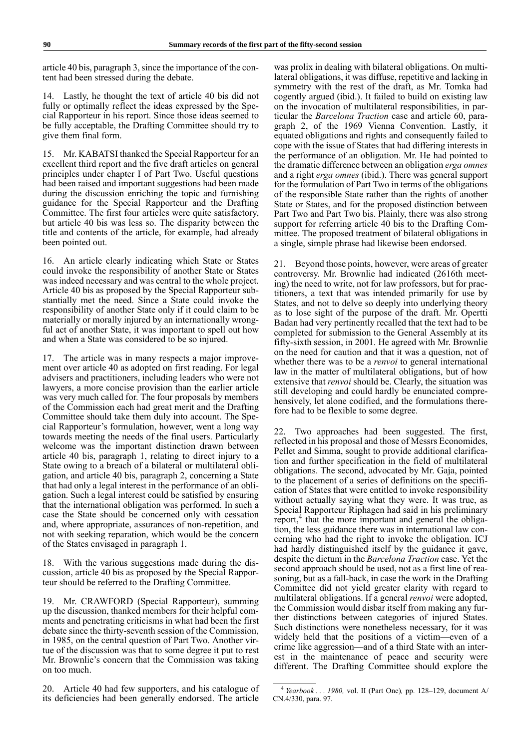article 40 bis, paragraph 3, since the importance of the content had been stressed during the debate.

14. Lastly, he thought the text of article 40 bis did not fully or optimally reflect the ideas expressed by the Special Rapporteur in his report. Since those ideas seemed to be fully acceptable, the Drafting Committee should try to give them final form.

15. Mr. KABATSI thanked the Special Rapporteur for an excellent third report and the five draft articles on general principles under chapter I of Part Two. Useful questions had been raised and important suggestions had been made during the discussion enriching the topic and furnishing guidance for the Special Rapporteur and the Drafting Committee. The first four articles were quite satisfactory, but article 40 bis was less so. The disparity between the title and contents of the article, for example, had already been pointed out.

16. An article clearly indicating which State or States could invoke the responsibility of another State or States was indeed necessary and was central to the whole project. Article 40 bis as proposed by the Special Rapporteur substantially met the need. Since a State could invoke the responsibility of another State only if it could claim to be materially or morally injured by an internationally wrongful act of another State, it was important to spell out how and when a State was considered to be so injured.

17. The article was in many respects a major improvement over article 40 as adopted on first reading. For legal advisers and practitioners, including leaders who were not lawyers, a more concise provision than the earlier article was very much called for. The four proposals by members of the Commission each had great merit and the Drafting Committee should take them duly into account. The Special Rapporteur's formulation, however, went a long way towards meeting the needs of the final users. Particularly welcome was the important distinction drawn between article 40 bis, paragraph 1, relating to direct injury to a State owing to a breach of a bilateral or multilateral obligation, and article 40 bis, paragraph 2, concerning a State that had only a legal interest in the performance of an obligation. Such a legal interest could be satisfied by ensuring that the international obligation was performed. In such a case the State should be concerned only with cessation and, where appropriate, assurances of non-repetition, and not with seeking reparation, which would be the concern of the States envisaged in paragraph 1.

18. With the various suggestions made during the discussion, article 40 bis as proposed by the Special Rapporteur should be referred to the Drafting Committee.

19. Mr. CRAWFORD (Special Rapporteur), summing up the discussion, thanked members for their helpful comments and penetrating criticisms in what had been the first debate since the thirty-seventh session of the Commission, in 1985, on the central question of Part Two. Another virtue of the discussion was that to some degree it put to rest Mr. Brownlie's concern that the Commission was taking on too much.

20. Article 40 had few supporters, and his catalogue of its deficiencies had been generally endorsed. The article was prolix in dealing with bilateral obligations. On multilateral obligations, it was diffuse, repetitive and lacking in symmetry with the rest of the draft, as Mr. Tomka had cogently argued (ibid.). It failed to build on existing law on the invocation of multilateral responsibilities, in particular the *Barcelona Traction* case and article 60, paragraph 2, of the 1969 Vienna Convention. Lastly, it equated obligations and rights and consequently failed to cope with the issue of States that had differing interests in the performance of an obligation. Mr. He had pointed to the dramatic difference between an obligation *erga omnes* and a right *erga omnes* (ibid.). There was general support for the formulation of Part Two in terms of the obligations of the responsible State rather than the rights of another State or States, and for the proposed distinction between Part Two and Part Two bis. Plainly, there was also strong support for referring article 40 bis to the Drafting Committee. The proposed treatment of bilateral obligations in a single, simple phrase had likewise been endorsed.

21. Beyond those points, however, were areas of greater controversy. Mr. Brownlie had indicated (2616th meeting) the need to write, not for law professors, but for practitioners, a text that was intended primarily for use by States, and not to delve so deeply into underlying theory as to lose sight of the purpose of the draft. Mr. Opertti Badan had very pertinently recalled that the text had to be completed for submission to the General Assembly at its fifty-sixth session, in 2001. He agreed with Mr. Brownlie on the need for caution and that it was a question, not of whether there was to be a *renvoi* to general international law in the matter of multilateral obligations, but of how extensive that *renvoi* should be. Clearly, the situation was still developing and could hardly be enunciated comprehensively, let alone codified, and the formulations therefore had to be flexible to some degree.

22. Two approaches had been suggested. The first, reflected in his proposal and those of Messrs Economides, Pellet and Simma, sought to provide additional clarification and further specification in the field of multilateral obligations. The second, advocated by Mr. Gaja, pointed to the placement of a series of definitions on the specification of States that were entitled to invoke responsibility without actually saying what they were. It was true, as Special Rapporteur Riphagen had said in his preliminary report,[4] that the more important and general the obligation, the less guidance there was in international law concerning who had the right to invoke the obligation. ICJ had hardly distinguished itself by the guidance it gave, despite the dictum in the *Barcelona Traction* case. Yet the second approach should be used, not as a first line of reasoning, but as a fall-back, in case the work in the Drafting Committee did not yield greater clarity with regard to multilateral obligations. If a general *renvoi* were adopted, the Commission would disbar itself from making any further distinctions between categories of injured States. Such distinctions were nonetheless necessary, for it was widely held that the positions of a victim—even of a crime like aggression—and of a third State with an interest in the maintenance of peace and security were different. The Drafting Committee should explore the

[4] *Yearbook . . . 1980,* vol. II (Part One)*,* pp. 128–129, document A/CN.4/330, para. 97.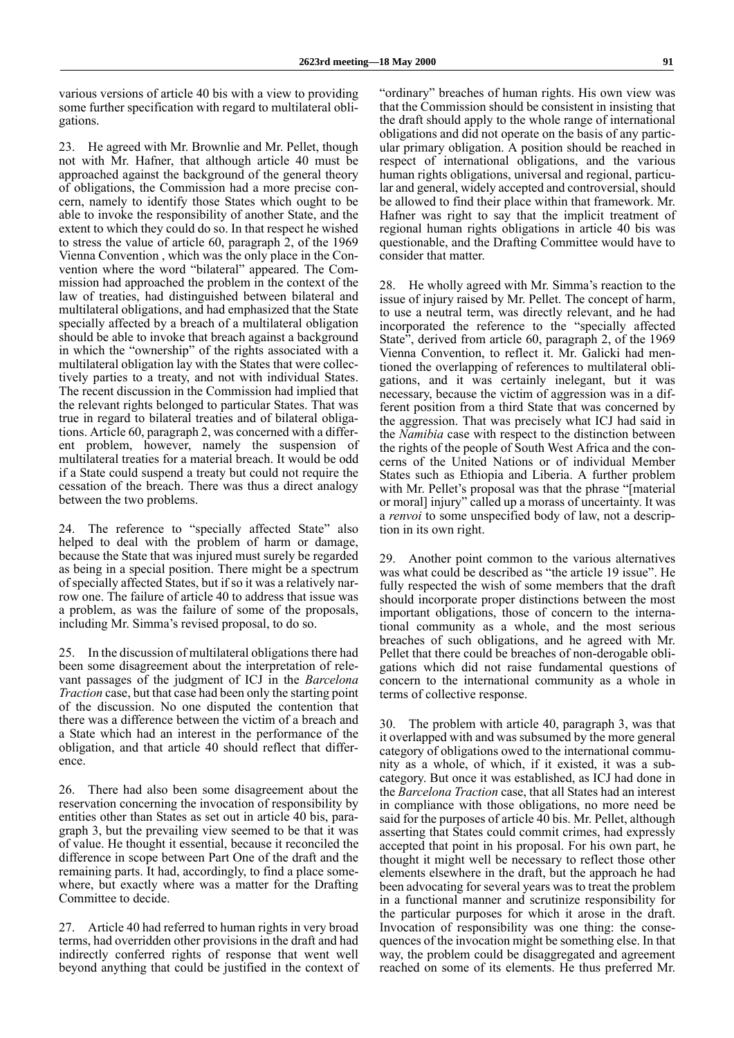various versions of article 40 bis with a view to providing some further specification with regard to multilateral obligations.

23. He agreed with Mr. Brownlie and Mr. Pellet, though not with Mr. Hafner, that although article 40 must be approached against the background of the general theory of obligations, the Commission had a more precise concern, namely to identify those States which ought to be able to invoke the responsibility of another State, and the extent to which they could do so. In that respect he wished to stress the value of article 60, paragraph 2, of the 1969 Vienna Convention , which was the only place in the Convention where the word "bilateral" appeared. The Commission had approached the problem in the context of the law of treaties, had distinguished between bilateral and multilateral obligations, and had emphasized that the State specially affected by a breach of a multilateral obligation should be able to invoke that breach against a background in which the "ownership" of the rights associated with a multilateral obligation lay with the States that were collectively parties to a treaty, and not with individual States. The recent discussion in the Commission had implied that the relevant rights belonged to particular States. That was true in regard to bilateral treaties and of bilateral obligations. Article 60, paragraph 2, was concerned with a different problem, however, namely the suspension of multilateral treaties for a material breach. It would be odd if a State could suspend a treaty but could not require the cessation of the breach. There was thus a direct analogy between the two problems.

24. The reference to "specially affected State" also helped to deal with the problem of harm or damage, because the State that was injured must surely be regarded as being in a special position. There might be a spectrum of specially affected States, but if so it was a relatively narrow one. The failure of article 40 to address that issue was a problem, as was the failure of some of the proposals, including Mr. Simma's revised proposal, to do so.

25. In the discussion of multilateral obligations there had been some disagreement about the interpretation of relevant passages of the judgment of ICJ in the *Barcelona Traction* case, but that case had been only the starting point of the discussion. No one disputed the contention that there was a difference between the victim of a breach and a State which had an interest in the performance of the obligation, and that article 40 should reflect that difference.

26. There had also been some disagreement about the reservation concerning the invocation of responsibility by entities other than States as set out in article 40 bis, paragraph 3, but the prevailing view seemed to be that it was of value. He thought it essential, because it reconciled the difference in scope between Part One of the draft and the remaining parts. It had, accordingly, to find a place somewhere, but exactly where was a matter for the Drafting Committee to decide.

27. Article 40 had referred to human rights in very broad terms, had overridden other provisions in the draft and had indirectly conferred rights of response that went well beyond anything that could be justified in the context of "ordinary" breaches of human rights. His own view was that the Commission should be consistent in insisting that the draft should apply to the whole range of international obligations and did not operate on the basis of any particular primary obligation. A position should be reached in respect of international obligations, and the various human rights obligations, universal and regional, particular and general, widely accepted and controversial, should be allowed to find their place within that framework. Mr. Hafner was right to say that the implicit treatment of regional human rights obligations in article 40 bis was questionable, and the Drafting Committee would have to consider that matter.

28. He wholly agreed with Mr. Simma's reaction to the issue of injury raised by Mr. Pellet. The concept of harm, to use a neutral term, was directly relevant, and he had incorporated the reference to the "specially affected State", derived from article 60, paragraph 2, of the 1969 Vienna Convention, to reflect it. Mr. Galicki had mentioned the overlapping of references to multilateral obligations, and it was certainly inelegant, but it was necessary, because the victim of aggression was in a different position from a third State that was concerned by the aggression. That was precisely what ICJ had said in the *Namibia* case with respect to the distinction between the rights of the people of South West Africa and the concerns of the United Nations or of individual Member States such as Ethiopia and Liberia. A further problem with Mr. Pellet's proposal was that the phrase "[material or moral] injury" called up a morass of uncertainty. It was a *renvoi* to some unspecified body of law, not a description in its own right.

29. Another point common to the various alternatives was what could be described as "the article 19 issue". He fully respected the wish of some members that the draft should incorporate proper distinctions between the most important obligations, those of concern to the international community as a whole, and the most serious breaches of such obligations, and he agreed with Mr. Pellet that there could be breaches of non-derogable obligations which did not raise fundamental questions of concern to the international community as a whole in terms of collective response.

30. The problem with article 40, paragraph 3, was that it overlapped with and was subsumed by the more general category of obligations owed to the international community as a whole, of which, if it existed, it was a subcategory. But once it was established, as ICJ had done in the *Barcelona Traction* case, that all States had an interest in compliance with those obligations, no more need be said for the purposes of article 40 bis. Mr. Pellet, although asserting that States could commit crimes, had expressly accepted that point in his proposal. For his own part, he thought it might well be necessary to reflect those other elements elsewhere in the draft, but the approach he had been advocating for several years was to treat the problem in a functional manner and scrutinize responsibility for the particular purposes for which it arose in the draft. Invocation of responsibility was one thing: the consequences of the invocation might be something else. In that way, the problem could be disaggregated and agreement reached on some of its elements. He thus preferred Mr.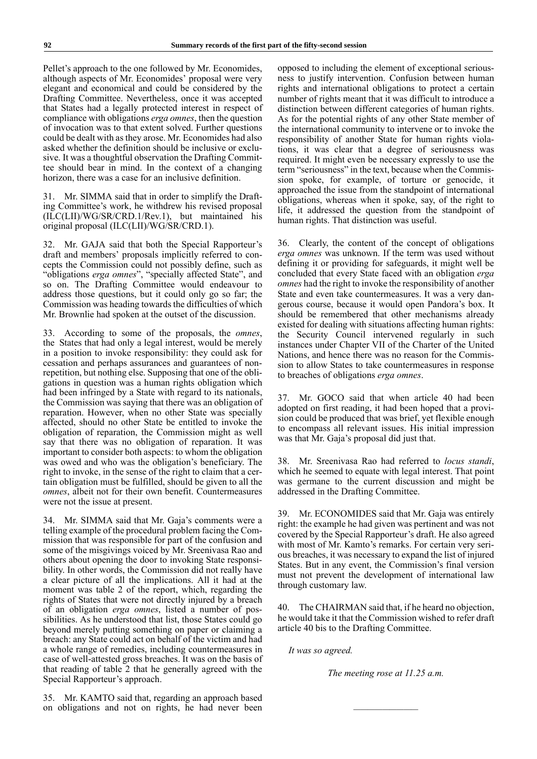Pellet's approach to the one followed by Mr. Economides, although aspects of Mr. Economides' proposal were very elegant and economical and could be considered by the Drafting Committee. Nevertheless, once it was accepted that States had a legally protected interest in respect of compliance with obligations *erga omnes*, then the question of invocation was to that extent solved. Further questions could be dealt with as they arose. Mr. Economides had also asked whether the definition should be inclusive or exclusive. It was a thoughtful observation the Drafting Committee should bear in mind. In the context of a changing horizon, there was a case for an inclusive definition.

31. Mr. SIMMA said that in order to simplify the Drafting Committee's work, he withdrew his revised proposal (ILC(LII)/WG/SR/CRD.1/Rev.1), but maintained his original proposal (ILC(LII)/WG/SR/CRD.1).

32. Mr. GAJA said that both the Special Rapporteur's draft and members' proposals implicitly referred to concepts the Commission could not possibly define, such as "obligations *erga omnes*", "specially affected State", and so on. The Drafting Committee would endeavour to address those questions, but it could only go so far; the Commission was heading towards the difficulties of which Mr. Brownlie had spoken at the outset of the discussion.

33. According to some of the proposals, the *omnes*, the States that had only a legal interest, would be merely in a position to invoke responsibility: they could ask for cessation and perhaps assurances and guarantees of non-repetition, but nothing else. Supposing that one of the obligations in question was a human rights obligation which had been infringed by a State with regard to its nationals, the Commission was saying that there was an obligation of reparation. However, when no other State was specially affected, should no other State be entitled to invoke the obligation of reparation, the Commission might as well say that there was no obligation of reparation. It was important to consider both aspects: to whom the obligation was owed and who was the obligation's beneficiary. The right to invoke, in the sense of the right to claim that a certain obligation must be fulfilled, should be given to all the *omnes*, albeit not for their own benefit. Countermeasures were not the issue at present.

34. Mr. SIMMA said that Mr. Gaja's comments were a telling example of the procedural problem facing the Commission that was responsible for part of the confusion and some of the misgivings voiced by Mr. Sreenivasa Rao and others about opening the door to invoking State responsibility. In other words, the Commission did not really have a clear picture of all the implications. All it had at the moment was table 2 of the report, which, regarding the rights of States that were not directly injured by a breach of an obligation *erga omnes*, listed a number of possibilities. As he understood that list, those States could go beyond merely putting something on paper or claiming a breach: any State could act on behalf of the victim and had a whole range of remedies, including countermeasures in case of well-attested gross breaches. It was on the basis of that reading of table 2 that he generally agreed with the Special Rapporteur's approach.

35. Mr. KAMTO said that, regarding an approach based on obligations and not on rights, he had never been opposed to including the element of exceptional seriousness to justify intervention. Confusion between human rights and international obligations to protect a certain number of rights meant that it was difficult to introduce a distinction between different categories of human rights. As for the potential rights of any other State member of the international community to intervene or to invoke the responsibility of another State for human rights violations, it was clear that a degree of seriousness was required. It might even be necessary expressly to use the term "seriousness" in the text, because when the Commission spoke, for example, of torture or genocide, it approached the issue from the standpoint of international obligations, whereas when it spoke, say, of the right to life, it addressed the question from the standpoint of human rights. That distinction was useful.

36. Clearly, the content of the concept of obligations *erga omnes* was unknown. If the term was used without defining it or providing for safeguards, it might well be concluded that every State faced with an obligation *erga omnes* had the right to invoke the responsibility of another State and even take countermeasures. It was a very dangerous course, because it would open Pandora's box. It should be remembered that other mechanisms already existed for dealing with situations affecting human rights: the Security Council intervened regularly in such instances under Chapter VII of the Charter of the United Nations, and hence there was no reason for the Commission to allow States to take countermeasures in response to breaches of obligations *erga omnes*.

37. Mr. GOCO said that when article 40 had been adopted on first reading, it had been hoped that a provision could be produced that was brief, yet flexible enough to encompass all relevant issues. His initial impression was that Mr. Gaja's proposal did just that.

38. Mr. Sreenivasa Rao had referred to *locus standi*, which he seemed to equate with legal interest. That point was germane to the current discussion and might be addressed in the Drafting Committee.

39. Mr. ECONOMIDES said that Mr. Gaja was entirely right: the example he had given was pertinent and was not covered by the Special Rapporteur's draft. He also agreed with most of Mr. Kamto's remarks. For certain very serious breaches, it was necessary to expand the list of injured States. But in any event, the Commission's final version must not prevent the development of international law through customary law.

40. The CHAIRMAN said that, if he heard no objection, he would take it that the Commission wished to refer draft article 40 bis to the Drafting Committee.

*It was so agreed.*

*The meeting rose at 11.25 a.m.*